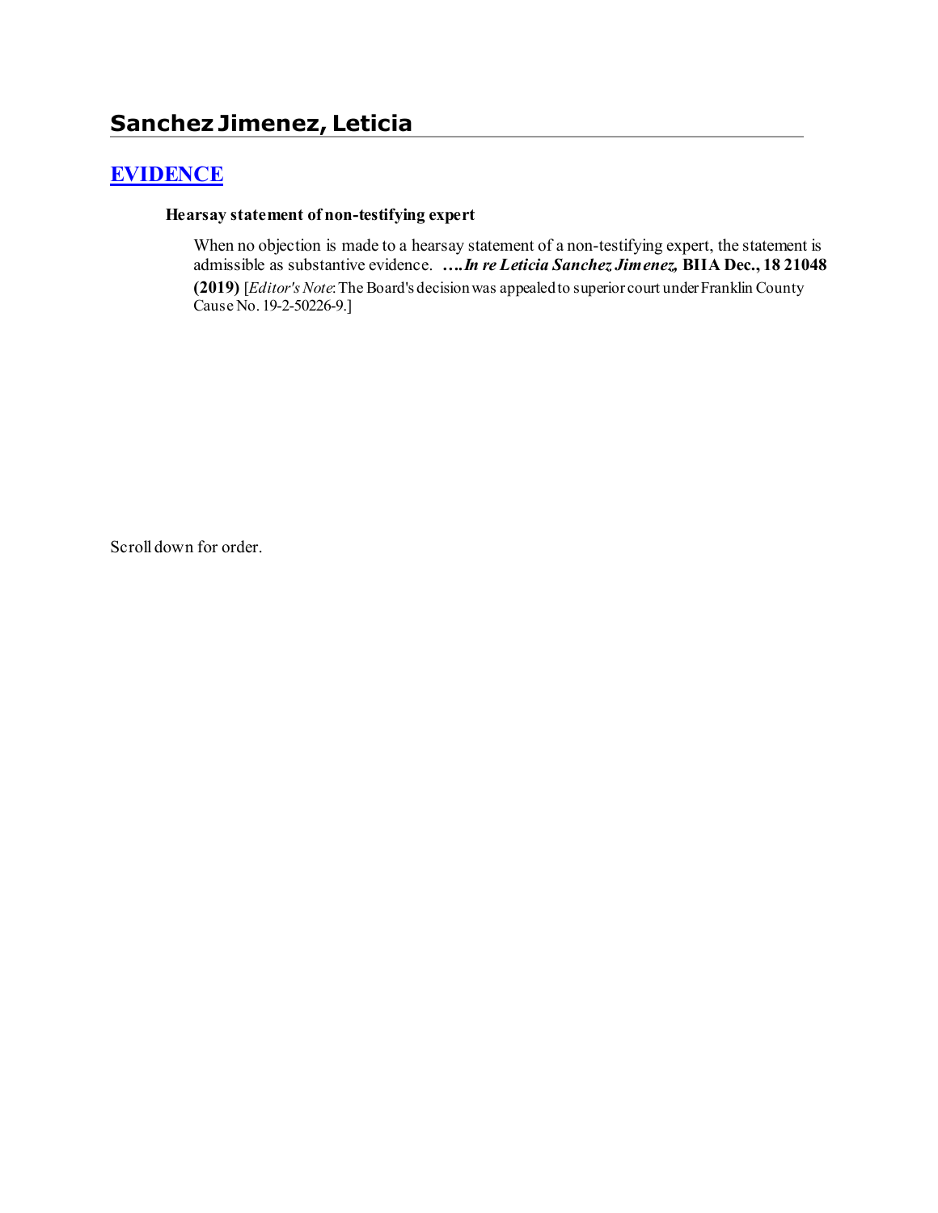# Sanchez Jimenez, Leticia

## EVIDENCE

**Hearsay statement of non-testifying expert**

When no objection is made to a hearsay statement of a non-testifying expert, the statement is admissible as substantive evidence. ****….In re Leticia Sanchez Jimenez,* BIIA Dec., 18 21048 (2019)** [*Editor's Note*: The Board's decision was appealed to superior court under Franklin County Cause No. 19-2-50226-9.]

Scroll down for order.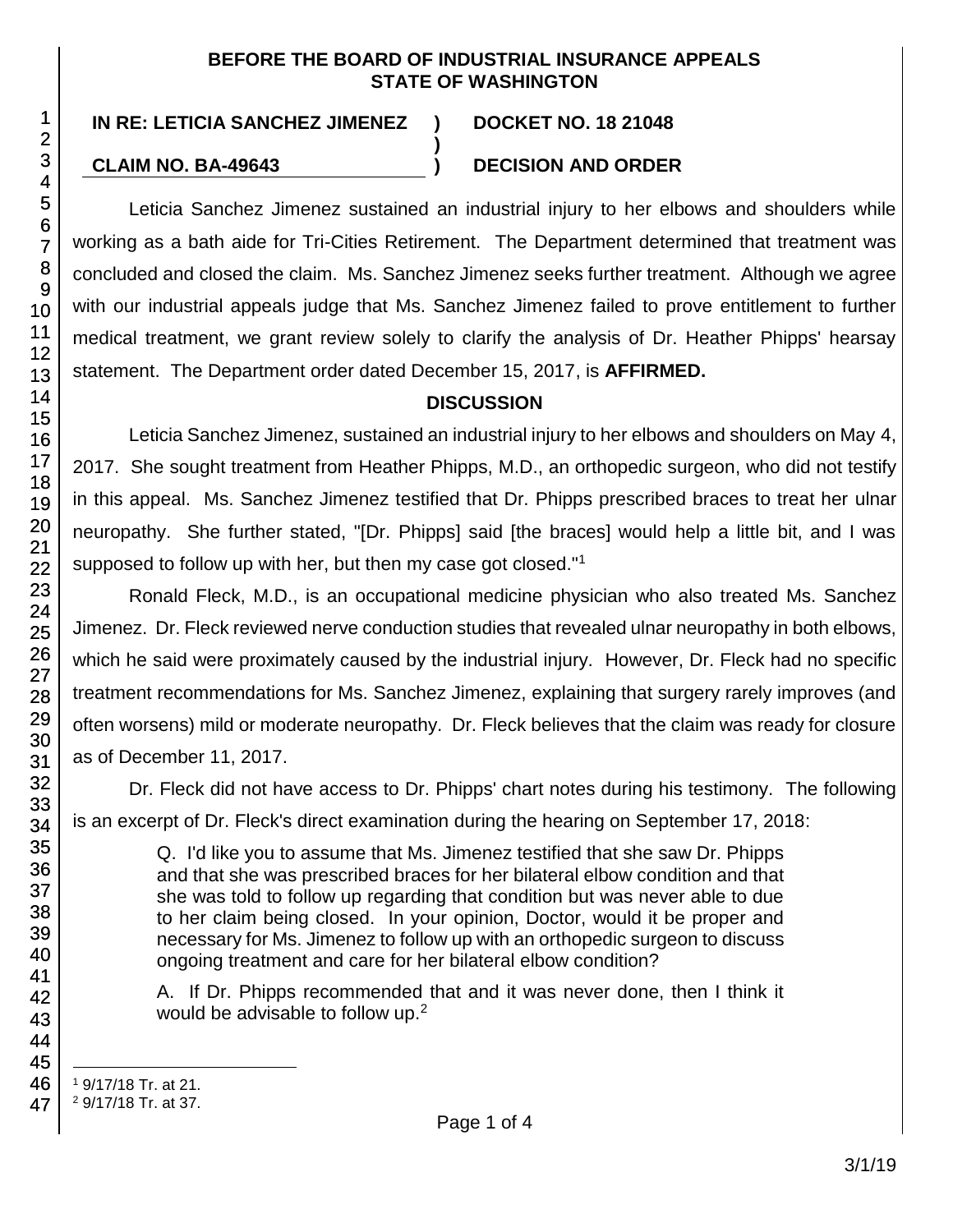**BEFORE THE BOARD OF INDUSTRIAL INSURANCE APPEALS**
**STATE OF WASHINGTON**

**IN RE: LETICIA SANCHEZ JIMENEZ ) DOCKET NO. 18 21048**
**)**
**CLAIM NO. BA-49643 ) DECISION AND ORDER**

Leticia Sanchez Jimenez sustained an industrial injury to her elbows and shoulders while working as a bath aide for Tri-Cities Retirement. The Department determined that treatment was concluded and closed the claim. Ms. Sanchez Jimenez seeks further treatment. Although we agree with our industrial appeals judge that Ms. Sanchez Jimenez failed to prove entitlement to further medical treatment, we grant review solely to clarify the analysis of Dr. Heather Phipps' hearsay statement. The Department order dated December 15, 2017, is **AFFIRMED.**

## DISCUSSION

Leticia Sanchez Jimenez, sustained an industrial injury to her elbows and shoulders on May 4, 2017. She sought treatment from Heather Phipps, M.D., an orthopedic surgeon, who did not testify in this appeal. Ms. Sanchez Jimenez testified that Dr. Phipps prescribed braces to treat her ulnar neuropathy. She further stated, "[Dr. Phipps] said [the braces] would help a little bit, and I was supposed to follow up with her, but then my case got closed."[1]

Ronald Fleck, M.D., is an occupational medicine physician who also treated Ms. Sanchez Jimenez. Dr. Fleck reviewed nerve conduction studies that revealed ulnar neuropathy in both elbows, which he said were proximately caused by the industrial injury. However, Dr. Fleck had no specific treatment recommendations for Ms. Sanchez Jimenez, explaining that surgery rarely improves (and often worsens) mild or moderate neuropathy. Dr. Fleck believes that the claim was ready for closure as of December 11, 2017.

Dr. Fleck did not have access to Dr. Phipps' chart notes during his testimony. The following is an excerpt of Dr. Fleck's direct examination during the hearing on September 17, 2018:

> Q. I'd like you to assume that Ms. Jimenez testified that she saw Dr. Phipps and that she was prescribed braces for her bilateral elbow condition and that she was told to follow up regarding that condition but was never able to due to her claim being closed. In your opinion, Doctor, would it be proper and necessary for Ms. Jimenez to follow up with an orthopedic surgeon to discuss ongoing treatment and care for her bilateral elbow condition?
>
> A. If Dr. Phipps recommended that and it was never done, then I think it would be advisable to follow up.[2]

---

[1] 9/17/18 Tr. at 21.
[2] 9/17/18 Tr. at 37.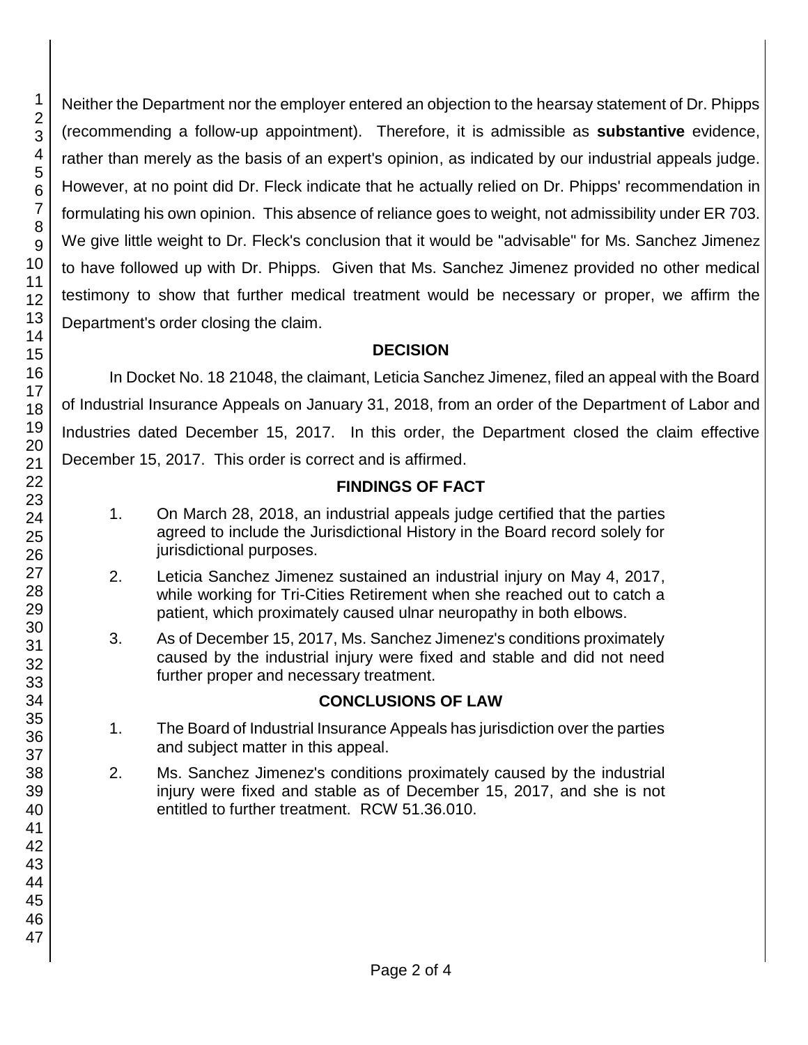Neither the Department nor the employer entered an objection to the hearsay statement of Dr. Phipps (recommending a follow-up appointment). Therefore, it is admissible as **substantive** evidence, rather than merely as the basis of an expert's opinion, as indicated by our industrial appeals judge. However, at no point did Dr. Fleck indicate that he actually relied on Dr. Phipps' recommendation in formulating his own opinion. This absence of reliance goes to weight, not admissibility under ER 703. We give little weight to Dr. Fleck's conclusion that it would be "advisable" for Ms. Sanchez Jimenez to have followed up with Dr. Phipps. Given that Ms. Sanchez Jimenez provided no other medical testimony to show that further medical treatment would be necessary or proper, we affirm the Department's order closing the claim.

## DECISION

In Docket No. 18 21048, the claimant, Leticia Sanchez Jimenez, filed an appeal with the Board of Industrial Insurance Appeals on January 31, 2018, from an order of the Department of Labor and Industries dated December 15, 2017. In this order, the Department closed the claim effective December 15, 2017. This order is correct and is affirmed.

## FINDINGS OF FACT

1. On March 28, 2018, an industrial appeals judge certified that the parties agreed to include the Jurisdictional History in the Board record solely for jurisdictional purposes.
2. Leticia Sanchez Jimenez sustained an industrial injury on May 4, 2017, while working for Tri-Cities Retirement when she reached out to catch a patient, which proximately caused ulnar neuropathy in both elbows.
3. As of December 15, 2017, Ms. Sanchez Jimenez's conditions proximately caused by the industrial injury were fixed and stable and did not need further proper and necessary treatment.

## CONCLUSIONS OF LAW

1. The Board of Industrial Insurance Appeals has jurisdiction over the parties and subject matter in this appeal.
2. Ms. Sanchez Jimenez's conditions proximately caused by the industrial injury were fixed and stable as of December 15, 2017, and she is not entitled to further treatment. RCW 51.36.010.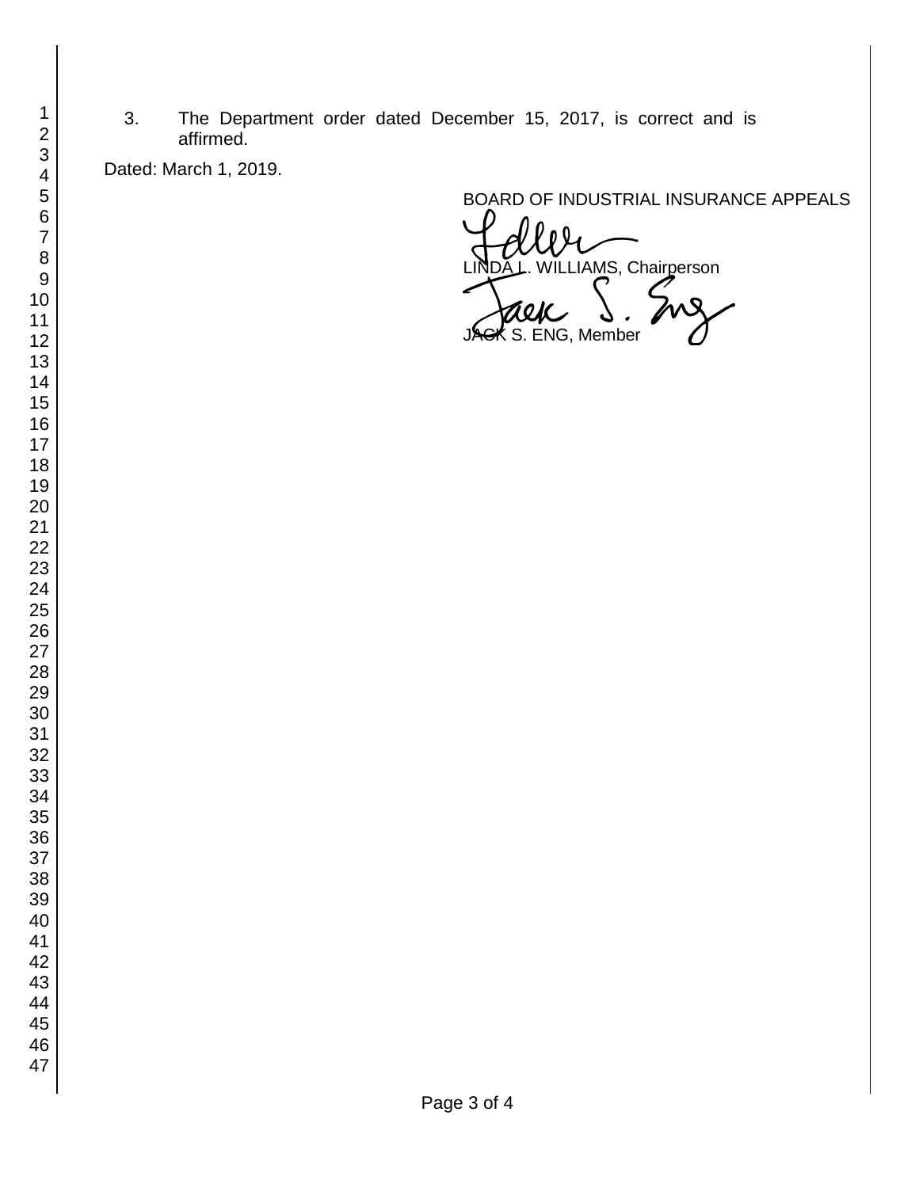3. The Department order dated December 15, 2017, is correct and is affirmed.

Dated: March 1, 2019.

BOARD OF INDUSTRIAL INSURANCE APPEALS

LINDA L. WILLIAMS, Chairperson

JACK S. ENG, Member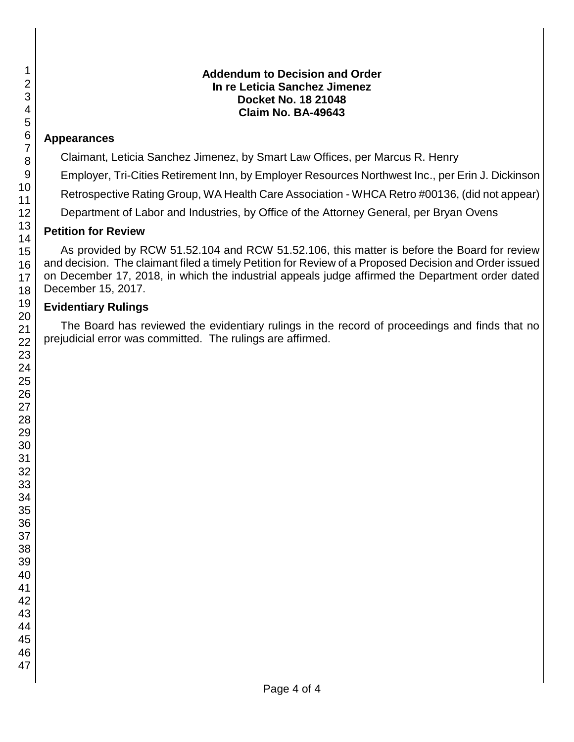**Addendum to Decision and Order**
**In re Leticia Sanchez Jimenez**
**Docket No. 18 21048**
**Claim No. BA-49643**

## Appearances

Claimant, Leticia Sanchez Jimenez, by Smart Law Offices, per Marcus R. Henry

Employer, Tri-Cities Retirement Inn, by Employer Resources Northwest Inc., per Erin J. Dickinson

Retrospective Rating Group, WA Health Care Association - WHCA Retro #00136, (did not appear)

Department of Labor and Industries, by Office of the Attorney General, per Bryan Ovens

## Petition for Review

As provided by RCW 51.52.104 and RCW 51.52.106, this matter is before the Board for review and decision. The claimant filed a timely Petition for Review of a Proposed Decision and Order issued on December 17, 2018, in which the industrial appeals judge affirmed the Department order dated December 15, 2017.

## Evidentiary Rulings

The Board has reviewed the evidentiary rulings in the record of proceedings and finds that no prejudicial error was committed. The rulings are affirmed.